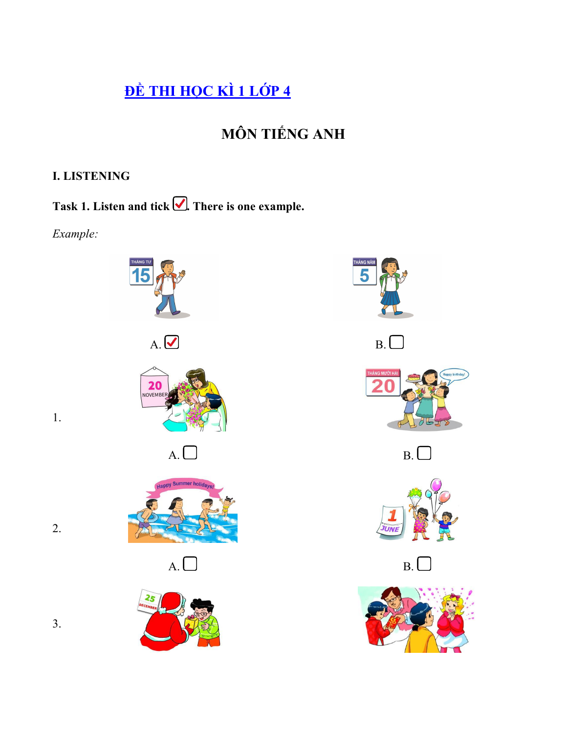# ĐỀ THI HỌC KÌ 1 LỚP 4

## MÔN TIẾNG ANH

### I. LISTENING

**Task 1. Listen and tick ☑. There is one example.**

*Example:*

A. ☑ B. ☐

1\.

A. ☐ B. ☐

2\.

A. ☐ B. ☐

3\.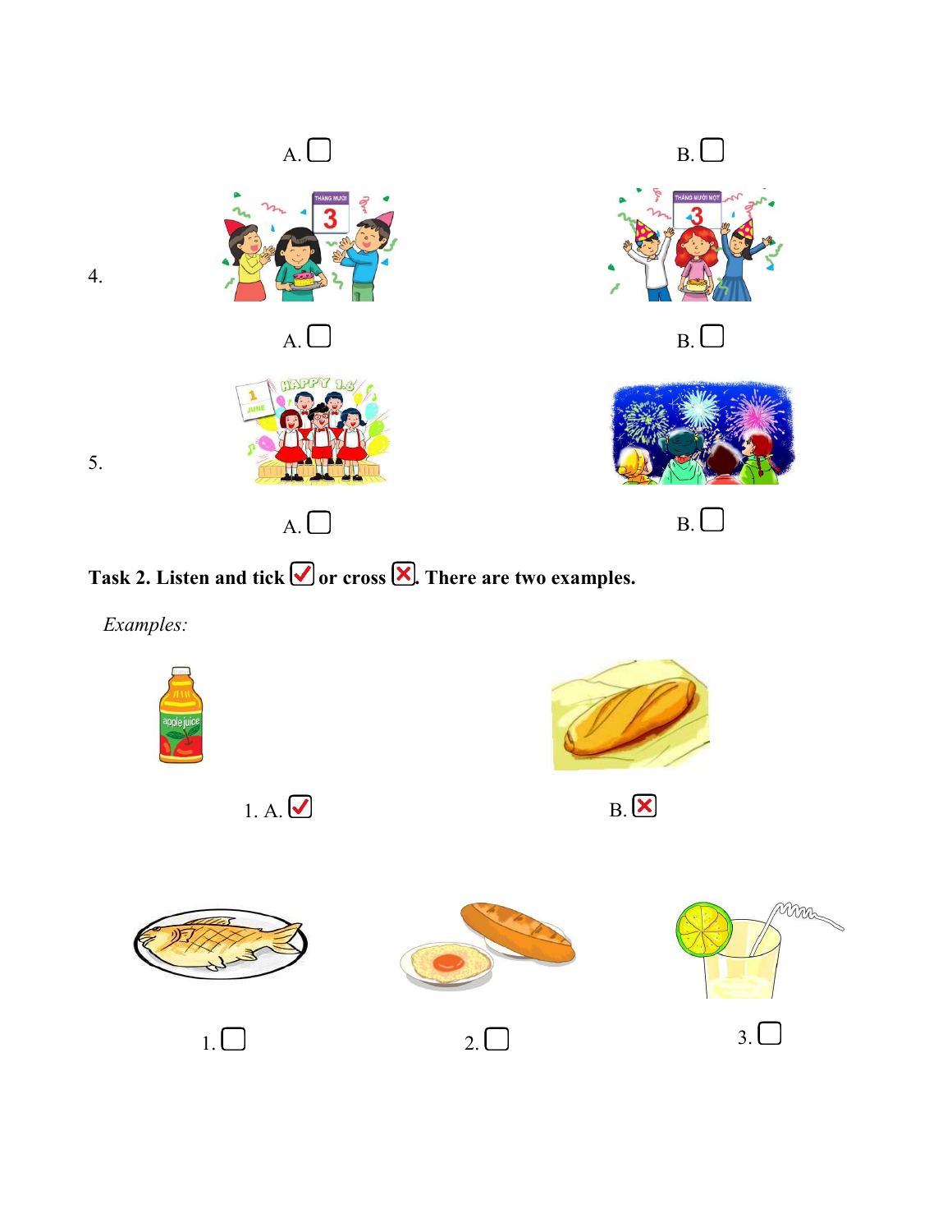A. ☐ B. ☐

4.

A. ☐ B. ☐

5.

A. ☐ B. ☐

**Task 2. Listen and tick ☑ or cross ☒. There are two examples.**

*Examples:*

1. A. ☑ B. ☒

1. ☐ 2. ☐ 3. ☐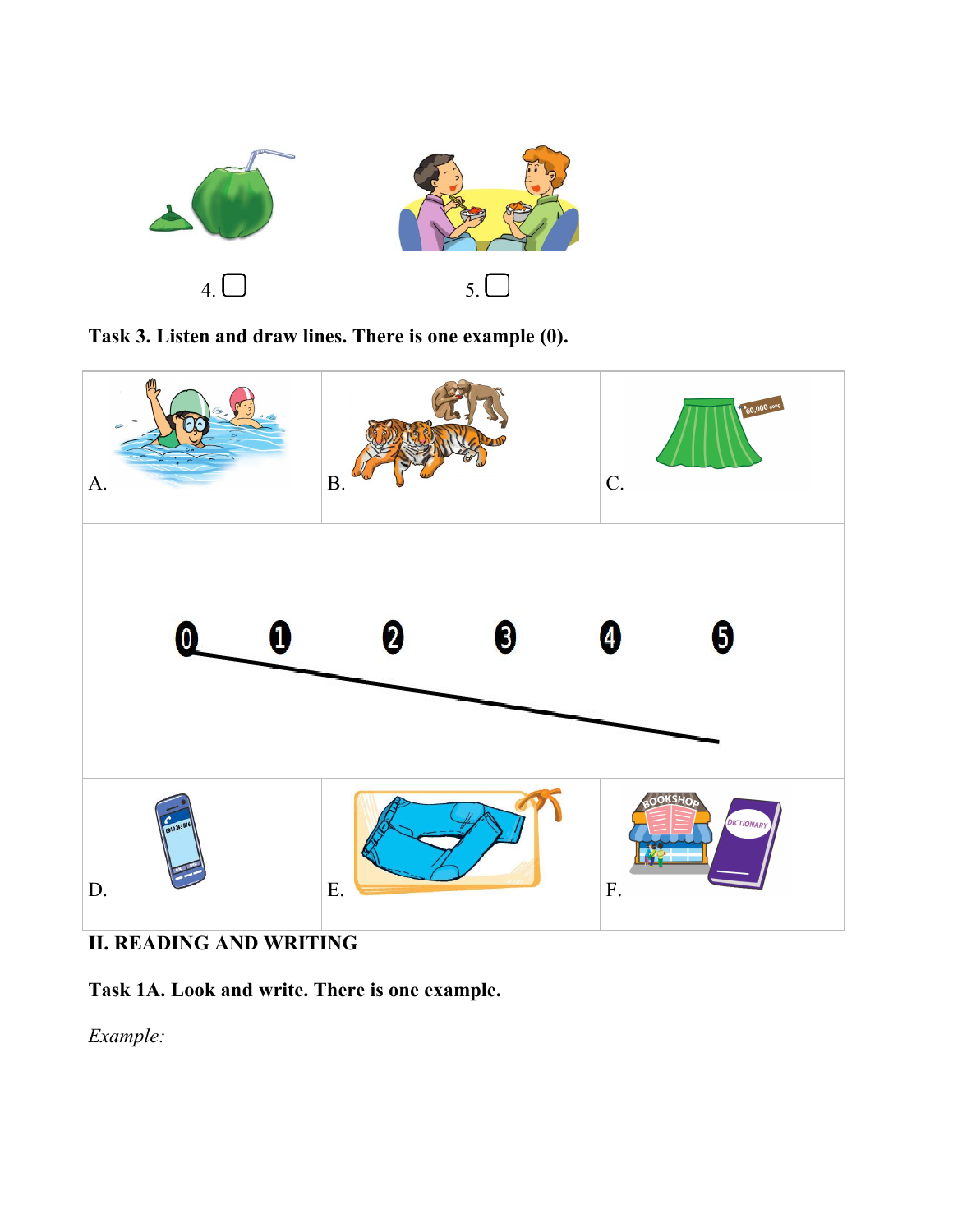4. ☐ 5. ☐

**Task 3. Listen and draw lines. There is one example (0).**

| A. | B. | C. |
|---|---|---|
| | 0 1 2 3 4 5 | |
| D. | E. | F. |

**II. READING AND WRITING**

**Task 1A. Look and write. There is one example.**

*Example:*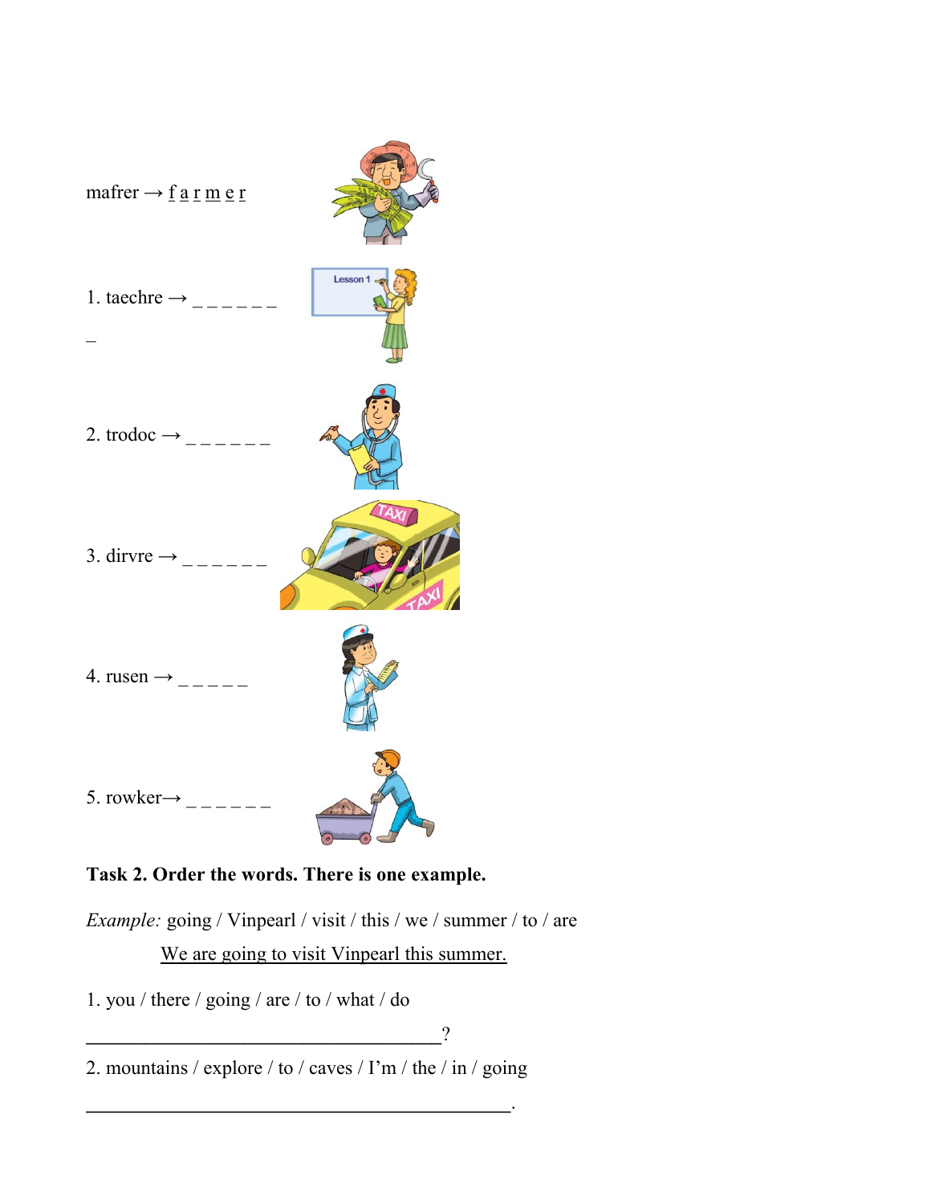mafrer → f a r m e r

1. taechre → _ _ _ _ _ _

_

2. trodoc → _ _ _ _ _ _

3. dirvre → _ _ _ _ _ _

4. rusen → _ _ _ _ _

5. rowker→ _ _ _ _ _ _

**Task 2. Order the words. There is one example.**

*Example:* going / Vinpearl / visit / this / we / summer / to / are

We are going to visit Vinpearl this summer.

1. you / there / going / are / to / what / do

___________________________________?

2. mountains / explore / to / caves / I'm / the / in / going

____________________________________________.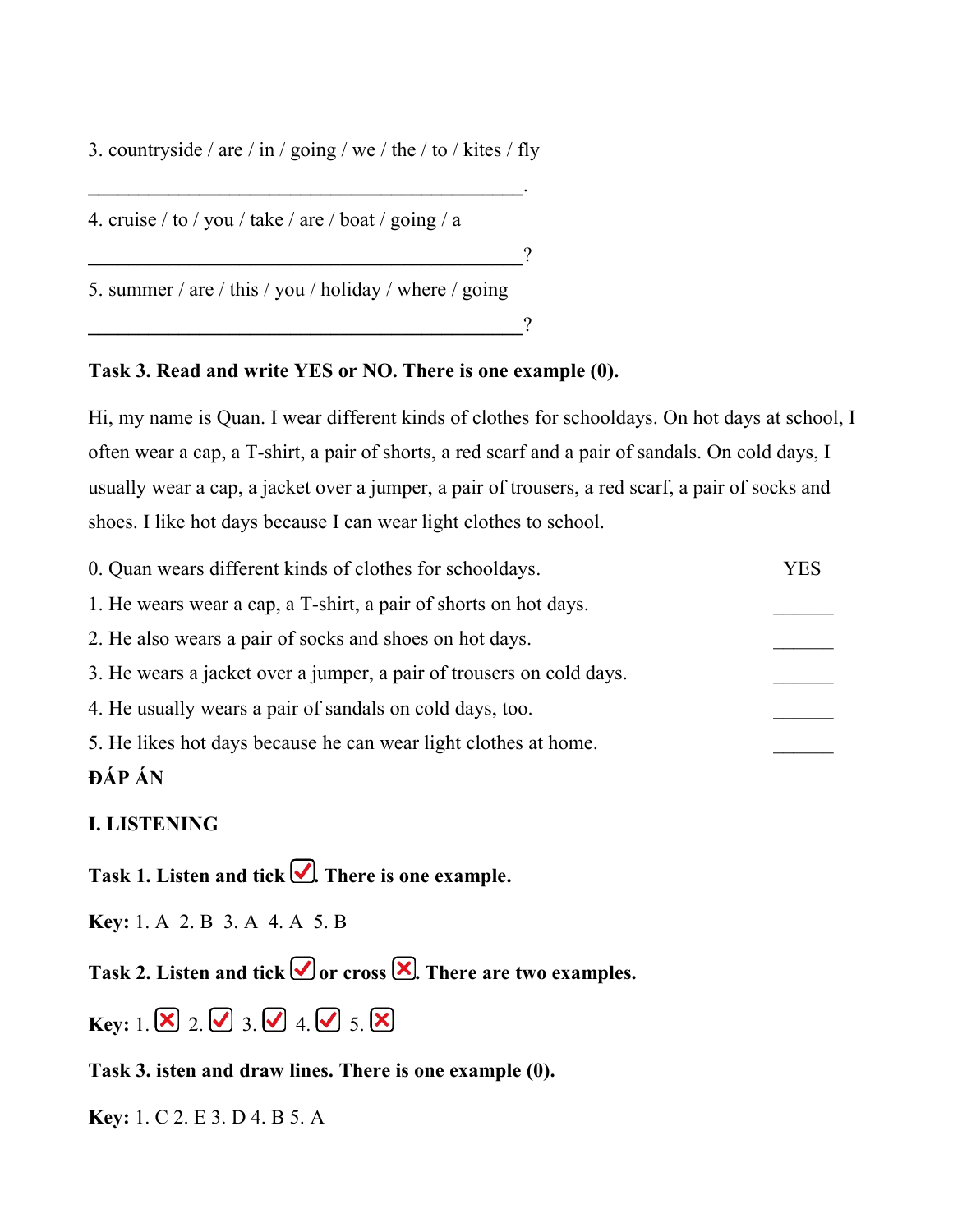3. countryside / are / in / going / we / the / to / kites / fly

_____________________________________________.

4. cruise / to / you / take / are / boat / going / a

_____________________________________________?

5. summer / are / this / you / holiday / where / going

_____________________________________________?

**Task 3. Read and write YES or NO. There is one example (0).**

Hi, my name is Quan. I wear different kinds of clothes for schooldays. On hot days at school, I often wear a cap, a T-shirt, a pair of shorts, a red scarf and a pair of sandals. On cold days, I usually wear a cap, a jacket over a jumper, a pair of trousers, a red scarf, a pair of socks and shoes. I like hot days because I can wear light clothes to school.

0. Quan wears different kinds of clothes for schooldays. YES
1. He wears wear a cap, a T-shirt, a pair of shorts on hot days. ______
2. He also wears a pair of socks and shoes on hot days. ______
3. He wears a jacket over a jumper, a pair of trousers on cold days. ______
4. He usually wears a pair of sandals on cold days, too. ______
5. He likes hot days because he can wear light clothes at home. ______

**ĐÁP ÁN**

**I. LISTENING**

**Task 1. Listen and tick ☑. There is one example.**

**Key:** 1. A 2. B 3. A 4. A 5. B

**Task 2. Listen and tick ☑ or cross ☒. There are two examples.**

**Key:** 1. ☒ 2. ☑ 3. ☑ 4. ☑ 5. ☒

**Task 3. isten and draw lines. There is one example (0).**

**Key:** 1. C 2. E 3. D 4. B 5. A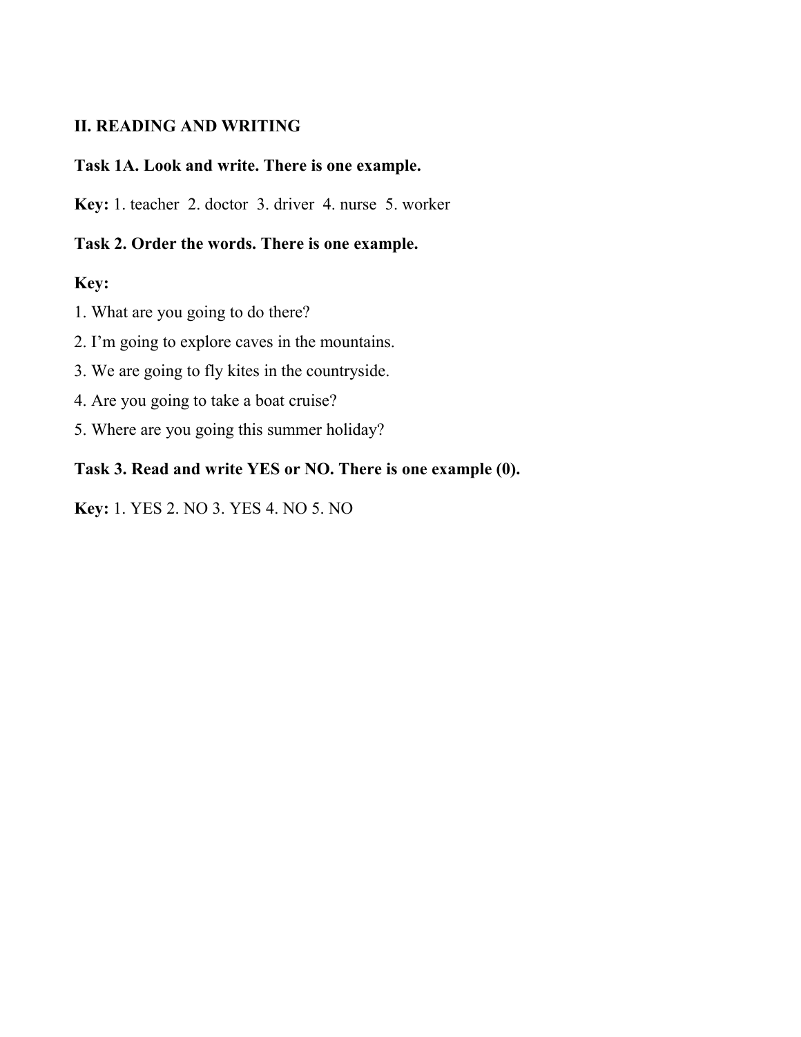**II. READING AND WRITING**

**Task 1A. Look and write. There is one example.**

**Key:** 1. teacher 2. doctor 3. driver 4. nurse 5. worker

**Task 2. Order the words. There is one example.**

**Key:**

1. What are you going to do there?
2. I'm going to explore caves in the mountains.
3. We are going to fly kites in the countryside.
4. Are you going to take a boat cruise?
5. Where are you going this summer holiday?

**Task 3. Read and write YES or NO. There is one example (0).**

**Key:** 1. YES 2. NO 3. YES 4. NO 5. NO